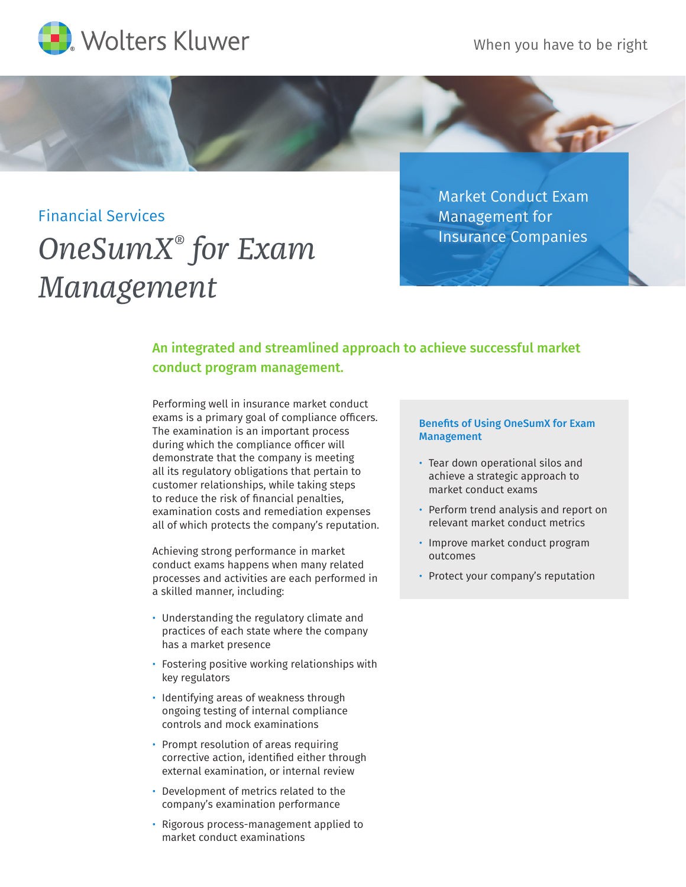Wolters Kluwer

When you have to be right

Financial Services

# *OneSumX® for Exam Management*

Market Conduct Exam Management for Insurance Companies

## An integrated and streamlined approach to achieve successful market conduct program management.

Performing well in insurance market conduct exams is a primary goal of compliance officers. The examination is an important process during which the compliance officer will demonstrate that the company is meeting all its regulatory obligations that pertain to customer relationships, while taking steps to reduce the risk of financial penalties, examination costs and remediation expenses all of which protects the company's reputation.

Achieving strong performance in market conduct exams happens when many related processes and activities are each performed in a skilled manner, including:

- Understanding the regulatory climate and practices of each state where the company has a market presence
- Fostering positive working relationships with key regulators
- Identifying areas of weakness through ongoing testing of internal compliance controls and mock examinations
- Prompt resolution of areas requiring corrective action, identified either through external examination, or internal review
- Development of metrics related to the company's examination performance
- Rigorous process-management applied to market conduct examinations

### Benefits of Using OneSumX for Exam Management

- Tear down operational silos and achieve a strategic approach to market conduct exams
- Perform trend analysis and report on relevant market conduct metrics
- Improve market conduct program outcomes
- Protect your company's reputation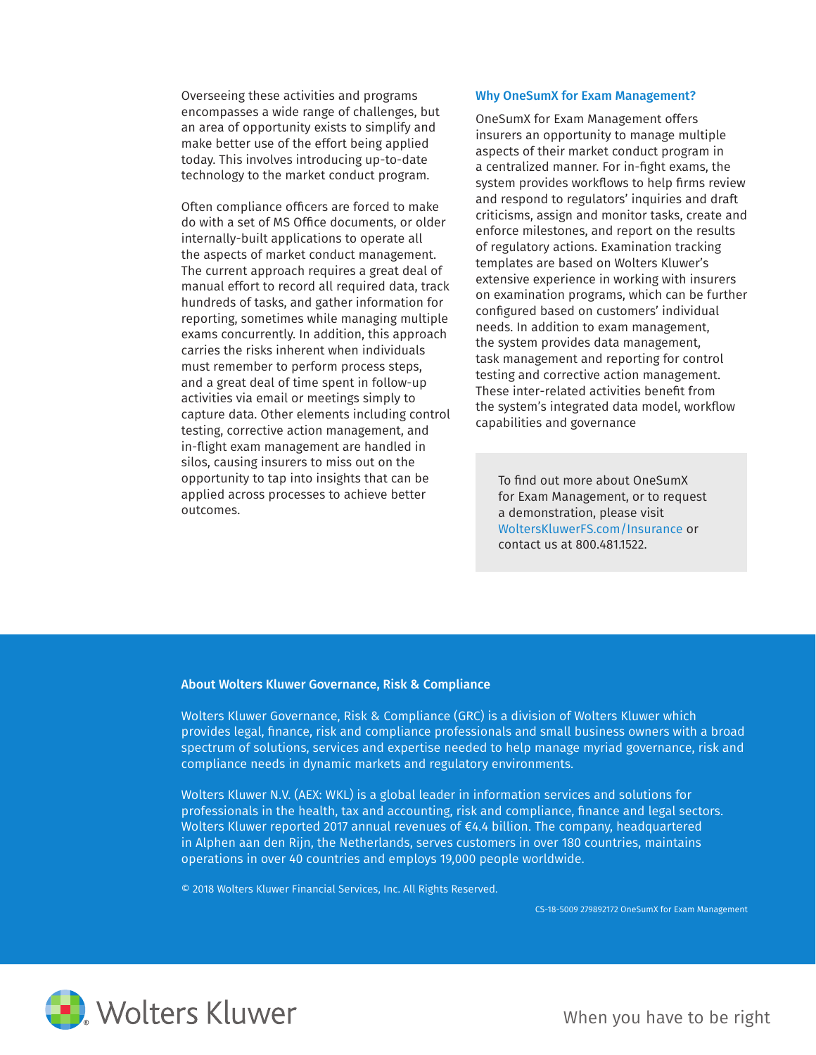Overseeing these activities and programs encompasses a wide range of challenges, but an area of opportunity exists to simplify and make better use of the effort being applied today. This involves introducing up-to-date technology to the market conduct program.

Often compliance officers are forced to make do with a set of MS Office documents, or older internally-built applications to operate all the aspects of market conduct management. The current approach requires a great deal of manual effort to record all required data, track hundreds of tasks, and gather information for reporting, sometimes while managing multiple exams concurrently. In addition, this approach carries the risks inherent when individuals must remember to perform process steps, and a great deal of time spent in follow-up activities via email or meetings simply to capture data. Other elements including control testing, corrective action management, and in-flight exam management are handled in silos, causing insurers to miss out on the opportunity to tap into insights that can be applied across processes to achieve better outcomes.

### Why OneSumX for Exam Management?

OneSumX for Exam Management offers insurers an opportunity to manage multiple aspects of their market conduct program in a centralized manner. For in-fight exams, the system provides workflows to help firms review and respond to regulators' inquiries and draft criticisms, assign and monitor tasks, create and enforce milestones, and report on the results of regulatory actions. Examination tracking templates are based on Wolters Kluwer's extensive experience in working with insurers on examination programs, which can be further configured based on customers' individual needs. In addition to exam management, the system provides data management, task management and reporting for control testing and corrective action management. These inter-related activities benefit from the system's integrated data model, workflow capabilities and governance

To find out more about OneSumX for Exam Management, or to request a demonstration, please visit WoltersKluwerFS.com/Insurance or contact us at 800.481.1522.

### About Wolters Kluwer Governance, Risk & Compliance

Wolters Kluwer Governance, Risk & Compliance (GRC) is a division of Wolters Kluwer which provides legal, finance, risk and compliance professionals and small business owners with a broad spectrum of solutions, services and expertise needed to help manage myriad governance, risk and compliance needs in dynamic markets and regulatory environments.

Wolters Kluwer N.V. (AEX: WKL) is a global leader in information services and solutions for professionals in the health, tax and accounting, risk and compliance, finance and legal sectors. Wolters Kluwer reported 2017 annual revenues of €4.4 billion. The company, headquartered in Alphen aan den Rijn, the Netherlands, serves customers in over 180 countries, maintains operations in over 40 countries and employs 19,000 people worldwide.

© 2018 Wolters Kluwer Financial Services, Inc. All Rights Reserved.

CS-18-5009 279892172 OneSumX for Exam Management

Wolters Kluwer

When you have to be right